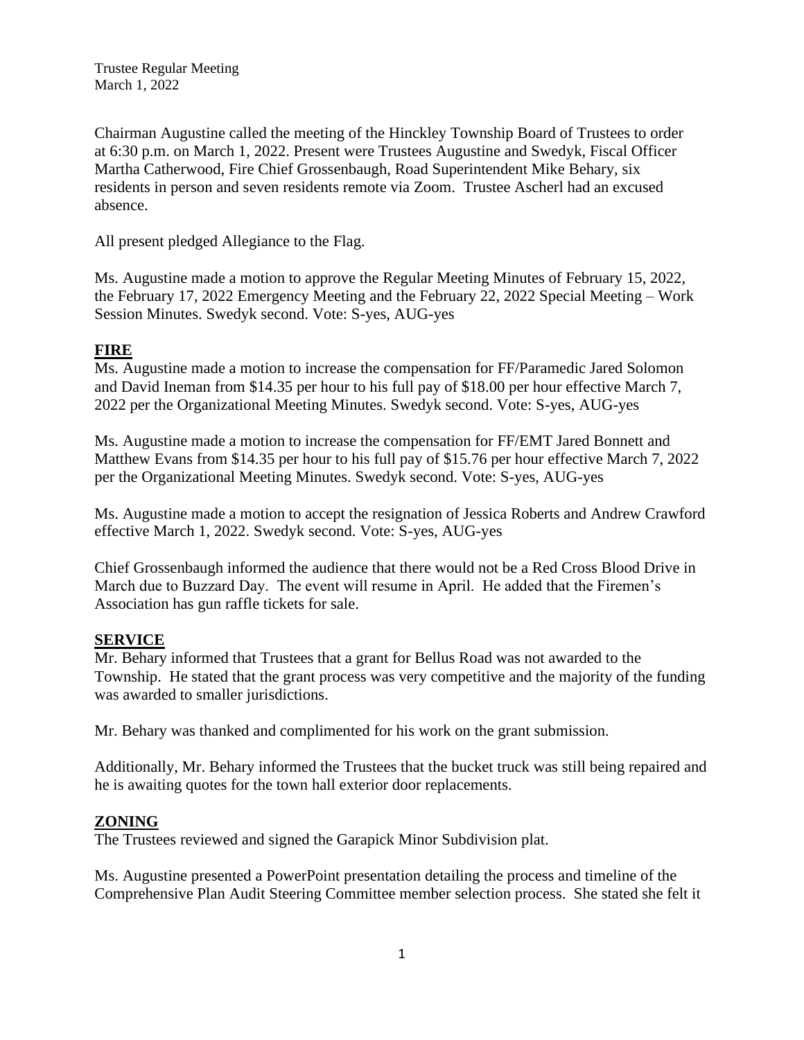Trustee Regular Meeting
March 1, 2022

Chairman Augustine called the meeting of the Hinckley Township Board of Trustees to order at 6:30 p.m. on March 1, 2022. Present were Trustees Augustine and Swedyk, Fiscal Officer Martha Catherwood, Fire Chief Grossenbaugh, Road Superintendent Mike Behary, six residents in person and seven residents remote via Zoom. Trustee Ascherl had an excused absence.

All present pledged Allegiance to the Flag.

Ms. Augustine made a motion to approve the Regular Meeting Minutes of February 15, 2022, the February 17, 2022 Emergency Meeting and the February 22, 2022 Special Meeting – Work Session Minutes. Swedyk second. Vote: S-yes, AUG-yes

## FIRE

Ms. Augustine made a motion to increase the compensation for FF/Paramedic Jared Solomon and David Ineman from $14.35 per hour to his full pay of $18.00 per hour effective March 7, 2022 per the Organizational Meeting Minutes. Swedyk second. Vote: S-yes, AUG-yes

Ms. Augustine made a motion to increase the compensation for FF/EMT Jared Bonnett and Matthew Evans from $14.35 per hour to his full pay of $15.76 per hour effective March 7, 2022 per the Organizational Meeting Minutes. Swedyk second. Vote: S-yes, AUG-yes

Ms. Augustine made a motion to accept the resignation of Jessica Roberts and Andrew Crawford effective March 1, 2022. Swedyk second. Vote: S-yes, AUG-yes

Chief Grossenbaugh informed the audience that there would not be a Red Cross Blood Drive in March due to Buzzard Day. The event will resume in April. He added that the Firemen's Association has gun raffle tickets for sale.

## SERVICE

Mr. Behary informed that Trustees that a grant for Bellus Road was not awarded to the Township. He stated that the grant process was very competitive and the majority of the funding was awarded to smaller jurisdictions.

Mr. Behary was thanked and complimented for his work on the grant submission.

Additionally, Mr. Behary informed the Trustees that the bucket truck was still being repaired and he is awaiting quotes for the town hall exterior door replacements.

## ZONING

The Trustees reviewed and signed the Garapick Minor Subdivision plat.

Ms. Augustine presented a PowerPoint presentation detailing the process and timeline of the Comprehensive Plan Audit Steering Committee member selection process. She stated she felt it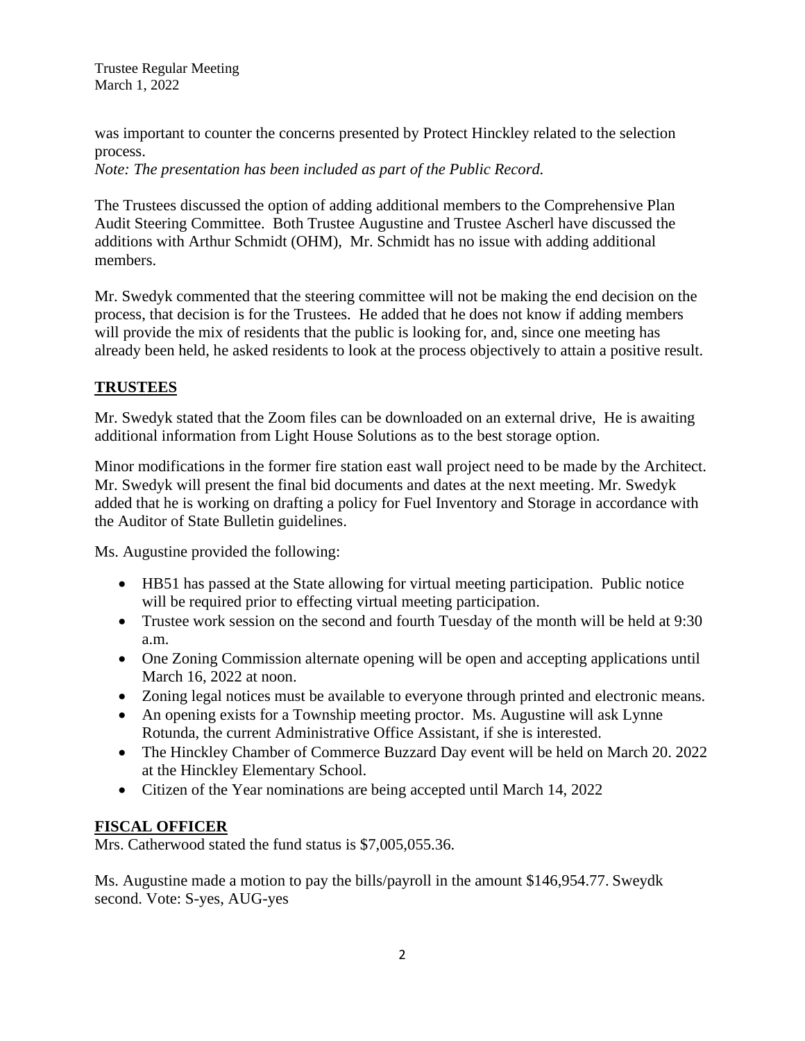was important to counter the concerns presented by Protect Hinckley related to the selection process.
*Note: The presentation has been included as part of the Public Record.*

The Trustees discussed the option of adding additional members to the Comprehensive Plan Audit Steering Committee. Both Trustee Augustine and Trustee Ascherl have discussed the additions with Arthur Schmidt (OHM), Mr. Schmidt has no issue with adding additional members.

Mr. Swedyk commented that the steering committee will not be making the end decision on the process, that decision is for the Trustees. He added that he does not know if adding members will provide the mix of residents that the public is looking for, and, since one meeting has already been held, he asked residents to look at the process objectively to attain a positive result.

## **TRUSTEES**

Mr. Swedyk stated that the Zoom files can be downloaded on an external drive, He is awaiting additional information from Light House Solutions as to the best storage option.

Minor modifications in the former fire station east wall project need to be made by the Architect. Mr. Swedyk will present the final bid documents and dates at the next meeting. Mr. Swedyk added that he is working on drafting a policy for Fuel Inventory and Storage in accordance with the Auditor of State Bulletin guidelines.

Ms. Augustine provided the following:

- HB51 has passed at the State allowing for virtual meeting participation. Public notice will be required prior to effecting virtual meeting participation.
- Trustee work session on the second and fourth Tuesday of the month will be held at 9:30 a.m.
- One Zoning Commission alternate opening will be open and accepting applications until March 16, 2022 at noon.
- Zoning legal notices must be available to everyone through printed and electronic means.
- An opening exists for a Township meeting proctor. Ms. Augustine will ask Lynne Rotunda, the current Administrative Office Assistant, if she is interested.
- The Hinckley Chamber of Commerce Buzzard Day event will be held on March 20. 2022 at the Hinckley Elementary School.
- Citizen of the Year nominations are being accepted until March 14, 2022

## **FISCAL OFFICER**

Mrs. Catherwood stated the fund status is $7,005,055.36.

Ms. Augustine made a motion to pay the bills/payroll in the amount $146,954.77. Sweydk second. Vote: S-yes, AUG-yes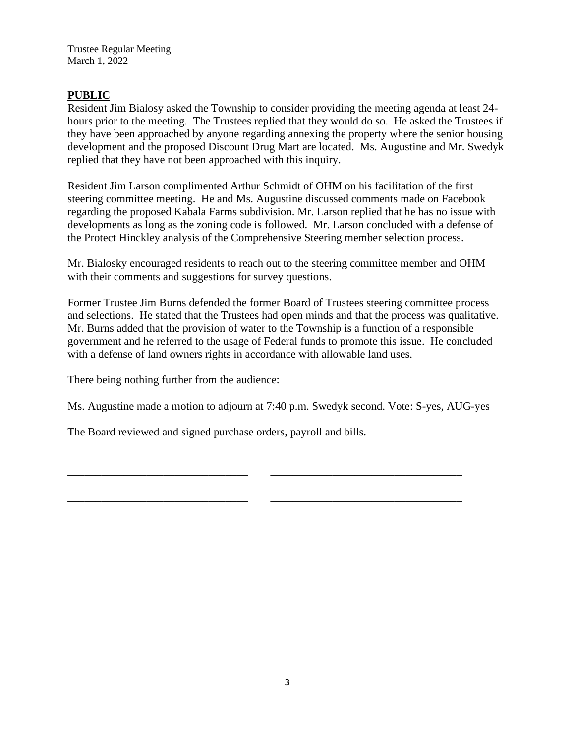Trustee Regular Meeting
March 1, 2022

## PUBLIC

Resident Jim Bialosy asked the Township to consider providing the meeting agenda at least 24-hours prior to the meeting. The Trustees replied that they would do so. He asked the Trustees if they have been approached by anyone regarding annexing the property where the senior housing development and the proposed Discount Drug Mart are located. Ms. Augustine and Mr. Swedyk replied that they have not been approached with this inquiry.

Resident Jim Larson complimented Arthur Schmidt of OHM on his facilitation of the first steering committee meeting. He and Ms. Augustine discussed comments made on Facebook regarding the proposed Kabala Farms subdivision. Mr. Larson replied that he has no issue with developments as long as the zoning code is followed. Mr. Larson concluded with a defense of the Protect Hinckley analysis of the Comprehensive Steering member selection process.

Mr. Bialosky encouraged residents to reach out to the steering committee member and OHM with their comments and suggestions for survey questions.

Former Trustee Jim Burns defended the former Board of Trustees steering committee process and selections. He stated that the Trustees had open minds and that the process was qualitative. Mr. Burns added that the provision of water to the Township is a function of a responsible government and he referred to the usage of Federal funds to promote this issue. He concluded with a defense of land owners rights in accordance with allowable land uses.

There being nothing further from the audience:

Ms. Augustine made a motion to adjourn at 7:40 p.m. Swedyk second. Vote: S-yes, AUG-yes

The Board reviewed and signed purchase orders, payroll and bills.

________________________________ __________________________________

________________________________ __________________________________